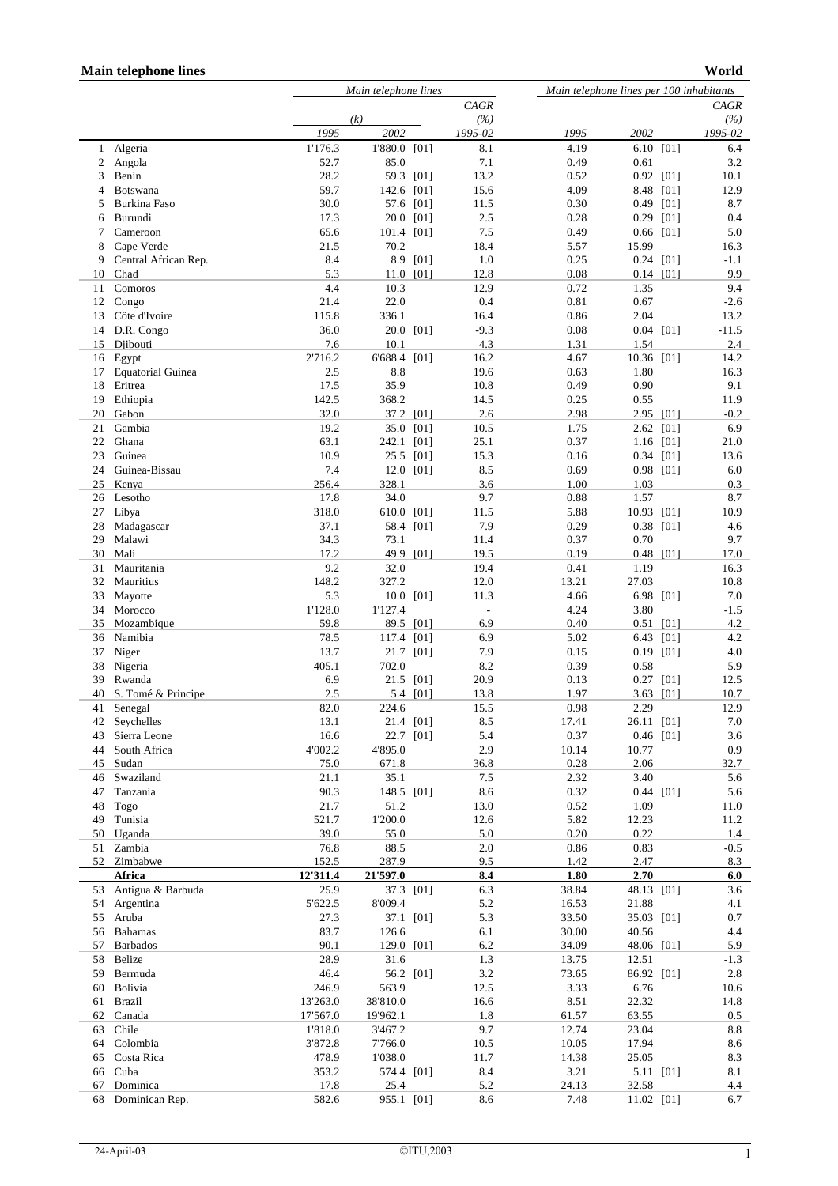**Main telephone lines** **World**

| | | Main telephone lines (k) | | | Main telephone lines per 100 inhabitants | | |
|---|---|---|---|---|---|---|---|
| | | 1995 | 2002 | CAGR (%) 1995-02 | 1995 | 2002 | CAGR (%) 1995-02 |
| 1 | Algeria | 1'176.3 | 1'880.0 [01] | 8.1 | 4.19 | 6.10 [01] | 6.4 |
| 2 | Angola | 52.7 | 85.0 | 7.1 | 0.49 | 0.61 | 3.2 |
| 3 | Benin | 28.2 | 59.3 [01] | 13.2 | 0.52 | 0.92 [01] | 10.1 |
| 4 | Botswana | 59.7 | 142.6 [01] | 15.6 | 4.09 | 8.48 [01] | 12.9 |
| 5 | Burkina Faso | 30.0 | 57.6 [01] | 11.5 | 0.30 | 0.49 [01] | 8.7 |
| 6 | Burundi | 17.3 | 20.0 [01] | 2.5 | 0.28 | 0.29 [01] | 0.4 |
| 7 | Cameroon | 65.6 | 101.4 [01] | 7.5 | 0.49 | 0.66 [01] | 5.0 |
| 8 | Cape Verde | 21.5 | 70.2 | 18.4 | 5.57 | 15.99 | 16.3 |
| 9 | Central African Rep. | 8.4 | 8.9 [01] | 1.0 | 0.25 | 0.24 [01] | -1.1 |
| 10 | Chad | 5.3 | 11.0 [01] | 12.8 | 0.08 | 0.14 [01] | 9.9 |
| 11 | Comoros | 4.4 | 10.3 | 12.9 | 0.72 | 1.35 | 9.4 |
| 12 | Congo | 21.4 | 22.0 | 0.4 | 0.81 | 0.67 | -2.6 |
| 13 | Côte d'Ivoire | 115.8 | 336.1 | 16.4 | 0.86 | 2.04 | 13.2 |
| 14 | D.R. Congo | 36.0 | 20.0 [01] | -9.3 | 0.08 | 0.04 [01] | -11.5 |
| 15 | Djibouti | 7.6 | 10.1 | 4.3 | 1.31 | 1.54 | 2.4 |
| 16 | Egypt | 2'716.2 | 6'688.4 [01] | 16.2 | 4.67 | 10.36 [01] | 14.2 |
| 17 | Equatorial Guinea | 2.5 | 8.8 | 19.6 | 0.63 | 1.80 | 16.3 |
| 18 | Eritrea | 17.5 | 35.9 | 10.8 | 0.49 | 0.90 | 9.1 |
| 19 | Ethiopia | 142.5 | 368.2 | 14.5 | 0.25 | 0.55 | 11.9 |
| 20 | Gabon | 32.0 | 37.2 [01] | 2.6 | 2.98 | 2.95 [01] | -0.2 |
| 21 | Gambia | 19.2 | 35.0 [01] | 10.5 | 1.75 | 2.62 [01] | 6.9 |
| 22 | Ghana | 63.1 | 242.1 [01] | 25.1 | 0.37 | 1.16 [01] | 21.0 |
| 23 | Guinea | 10.9 | 25.5 [01] | 15.3 | 0.16 | 0.34 [01] | 13.6 |
| 24 | Guinea-Bissau | 7.4 | 12.0 [01] | 8.5 | 0.69 | 0.98 [01] | 6.0 |
| 25 | Kenya | 256.4 | 328.1 | 3.6 | 1.00 | 1.03 | 0.3 |
| 26 | Lesotho | 17.8 | 34.0 | 9.7 | 0.88 | 1.57 | 8.7 |
| 27 | Libya | 318.0 | 610.0 [01] | 11.5 | 5.88 | 10.93 [01] | 10.9 |
| 28 | Madagascar | 37.1 | 58.4 [01] | 7.9 | 0.29 | 0.38 [01] | 4.6 |
| 29 | Malawi | 34.3 | 73.1 | 11.4 | 0.37 | 0.70 | 9.7 |
| 30 | Mali | 17.2 | 49.9 [01] | 19.5 | 0.19 | 0.48 [01] | 17.0 |
| 31 | Mauritania | 9.2 | 32.0 | 19.4 | 0.41 | 1.19 | 16.3 |
| 32 | Mauritius | 148.2 | 327.2 | 12.0 | 13.21 | 27.03 | 10.8 |
| 33 | Mayotte | 5.3 | 10.0 [01] | 11.3 | 4.66 | 6.98 [01] | 7.0 |
| 34 | Morocco | 1'128.0 | 1'127.4 | - | 4.24 | 3.80 | -1.5 |
| 35 | Mozambique | 59.8 | 89.5 [01] | 6.9 | 0.40 | 0.51 [01] | 4.2 |
| 36 | Namibia | 78.5 | 117.4 [01] | 6.9 | 5.02 | 6.43 [01] | 4.2 |
| 37 | Niger | 13.7 | 21.7 [01] | 7.9 | 0.15 | 0.19 [01] | 4.0 |
| 38 | Nigeria | 405.1 | 702.0 | 8.2 | 0.39 | 0.58 | 5.9 |
| 39 | Rwanda | 6.9 | 21.5 [01] | 20.9 | 0.13 | 0.27 [01] | 12.5 |
| 40 | S. Tomé & Principe | 2.5 | 5.4 [01] | 13.8 | 1.97 | 3.63 [01] | 10.7 |
| 41 | Senegal | 82.0 | 224.6 | 15.5 | 0.98 | 2.29 | 12.9 |
| 42 | Seychelles | 13.1 | 21.4 [01] | 8.5 | 17.41 | 26.11 [01] | 7.0 |
| 43 | Sierra Leone | 16.6 | 22.7 [01] | 5.4 | 0.37 | 0.46 [01] | 3.6 |
| 44 | South Africa | 4'002.2 | 4'895.0 | 2.9 | 10.14 | 10.77 | 0.9 |
| 45 | Sudan | 75.0 | 671.8 | 36.8 | 0.28 | 2.06 | 32.7 |
| 46 | Swaziland | 21.1 | 35.1 | 7.5 | 2.32 | 3.40 | 5.6 |
| 47 | Tanzania | 90.3 | 148.5 [01] | 8.6 | 0.32 | 0.44 [01] | 5.6 |
| 48 | Togo | 21.7 | 51.2 | 13.0 | 0.52 | 1.09 | 11.0 |
| 49 | Tunisia | 521.7 | 1'200.0 | 12.6 | 5.82 | 12.23 | 11.2 |
| 50 | Uganda | 39.0 | 55.0 | 5.0 | 0.20 | 0.22 | 1.4 |
| 51 | Zambia | 76.8 | 88.5 | 2.0 | 0.86 | 0.83 | -0.5 |
| 52 | Zimbabwe | 152.5 | 287.9 | 9.5 | 1.42 | 2.47 | 8.3 |
| | **Africa** | **12'311.4** | **21'597.0** | **8.4** | **1.80** | **2.70** | **6.0** |
| 53 | Antigua & Barbuda | 25.9 | 37.3 [01] | 6.3 | 38.84 | 48.13 [01] | 3.6 |
| 54 | Argentina | 5'622.5 | 8'009.4 | 5.2 | 16.53 | 21.88 | 4.1 |
| 55 | Aruba | 27.3 | 37.1 [01] | 5.3 | 33.50 | 35.03 [01] | 0.7 |
| 56 | Bahamas | 83.7 | 126.6 | 6.1 | 30.00 | 40.56 | 4.4 |
| 57 | Barbados | 90.1 | 129.0 [01] | 6.2 | 34.09 | 48.06 [01] | 5.9 |
| 58 | Belize | 28.9 | 31.6 | 1.3 | 13.75 | 12.51 | -1.3 |
| 59 | Bermuda | 46.4 | 56.2 [01] | 3.2 | 73.65 | 86.92 [01] | 2.8 |
| 60 | Bolivia | 246.9 | 563.9 | 12.5 | 3.33 | 6.76 | 10.6 |
| 61 | Brazil | 13'263.0 | 38'810.0 | 16.6 | 8.51 | 22.32 | 14.8 |
| 62 | Canada | 17'567.0 | 19'962.1 | 1.8 | 61.57 | 63.55 | 0.5 |
| 63 | Chile | 1'818.0 | 3'467.2 | 9.7 | 12.74 | 23.04 | 8.8 |
| 64 | Colombia | 3'872.8 | 7'766.0 | 10.5 | 10.05 | 17.94 | 8.6 |
| 65 | Costa Rica | 478.9 | 1'038.0 | 11.7 | 14.38 | 25.05 | 8.3 |
| 66 | Cuba | 353.2 | 574.4 [01] | 8.4 | 3.21 | 5.11 [01] | 8.1 |
| 67 | Dominica | 17.8 | 25.4 | 5.2 | 24.13 | 32.58 | 4.4 |
| 68 | Dominican Rep. | 582.6 | 955.1 [01] | 8.6 | 7.48 | 11.02 [01] | 6.7 |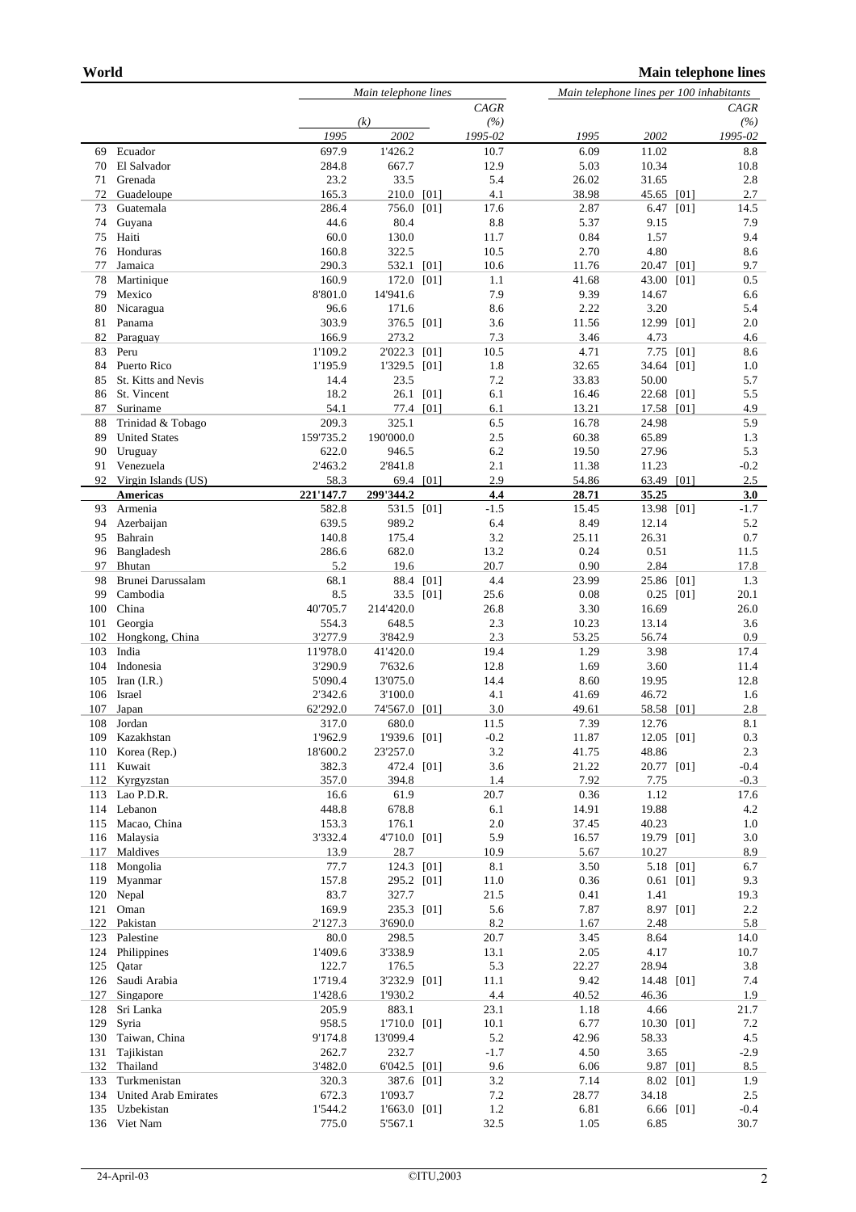| | | Main telephone lines | | | | Main telephone lines per 100 inhabitants | | | |
|---|---|---|---|---|---|---|---|---|---|
| | | (k) | | | CAGR (%) | | | | CAGR (%) |
| | | 1995 | 2002 | | 1995-02 | 1995 | 2002 | | 1995-02 |
| 69 | Ecuador | 697.9 | 1'426.2 | | 10.7 | 6.09 | 11.02 | | 8.8 |
| 70 | El Salvador | 284.8 | 667.7 | | 12.9 | 5.03 | 10.34 | | 10.8 |
| 71 | Grenada | 23.2 | 33.5 | | 5.4 | 26.02 | 31.65 | | 2.8 |
| 72 | Guadeloupe | 165.3 | 210.0 | [01] | 4.1 | 38.98 | 45.65 | [01] | 2.7 |
| 73 | Guatemala | 286.4 | 756.0 | [01] | 17.6 | 2.87 | 6.47 | [01] | 14.5 |
| 74 | Guyana | 44.6 | 80.4 | | 8.8 | 5.37 | 9.15 | | 7.9 |
| 75 | Haiti | 60.0 | 130.0 | | 11.7 | 0.84 | 1.57 | | 9.4 |
| 76 | Honduras | 160.8 | 322.5 | | 10.5 | 2.70 | 4.80 | | 8.6 |
| 77 | Jamaica | 290.3 | 532.1 | [01] | 10.6 | 11.76 | 20.47 | [01] | 9.7 |
| 78 | Martinique | 160.9 | 172.0 | [01] | 1.1 | 41.68 | 43.00 | [01] | 0.5 |
| 79 | Mexico | 8'801.0 | 14'941.6 | | 7.9 | 9.39 | 14.67 | | 6.6 |
| 80 | Nicaragua | 96.6 | 171.6 | | 8.6 | 2.22 | 3.20 | | 5.4 |
| 81 | Panama | 303.9 | 376.5 | [01] | 3.6 | 11.56 | 12.99 | [01] | 2.0 |
| 82 | Paraguay | 166.9 | 273.2 | | 7.3 | 3.46 | 4.73 | | 4.6 |
| 83 | Peru | 1'109.2 | 2'022.3 | [01] | 10.5 | 4.71 | 7.75 | [01] | 8.6 |
| 84 | Puerto Rico | 1'195.9 | 1'329.5 | [01] | 1.8 | 32.65 | 34.64 | [01] | 1.0 |
| 85 | St. Kitts and Nevis | 14.4 | 23.5 | | 7.2 | 33.83 | 50.00 | | 5.7 |
| 86 | St. Vincent | 18.2 | 26.1 | [01] | 6.1 | 16.46 | 22.68 | [01] | 5.5 |
| 87 | Suriname | 54.1 | 77.4 | [01] | 6.1 | 13.21 | 17.58 | [01] | 4.9 |
| 88 | Trinidad & Tobago | 209.3 | 325.1 | | 6.5 | 16.78 | 24.98 | | 5.9 |
| 89 | United States | 159'735.2 | 190'000.0 | | 2.5 | 60.38 | 65.89 | | 1.3 |
| 90 | Uruguay | 622.0 | 946.5 | | 6.2 | 19.50 | 27.96 | | 5.3 |
| 91 | Venezuela | 2'463.2 | 2'841.8 | | 2.1 | 11.38 | 11.23 | | -0.2 |
| 92 | Virgin Islands (US) | 58.3 | 69.4 | [01] | 2.9 | 54.86 | 63.49 | [01] | 2.5 |
| | **Americas** | **221'147.7** | **299'344.2** | | **4.4** | **28.71** | **35.25** | | **3.0** |
| 93 | Armenia | 582.8 | 531.5 | [01] | -1.5 | 15.45 | 13.98 | [01] | -1.7 |
| 94 | Azerbaijan | 639.5 | 989.2 | | 6.4 | 8.49 | 12.14 | | 5.2 |
| 95 | Bahrain | 140.8 | 175.4 | | 3.2 | 25.11 | 26.31 | | 0.7 |
| 96 | Bangladesh | 286.6 | 682.0 | | 13.2 | 0.24 | 0.51 | | 11.5 |
| 97 | Bhutan | 5.2 | 19.6 | | 20.7 | 0.90 | 2.84 | | 17.8 |
| 98 | Brunei Darussalam | 68.1 | 88.4 | [01] | 4.4 | 23.99 | 25.86 | [01] | 1.3 |
| 99 | Cambodia | 8.5 | 33.5 | [01] | 25.6 | 0.08 | 0.25 | [01] | 20.1 |
| 100 | China | 40'705.7 | 214'420.0 | | 26.8 | 3.30 | 16.69 | | 26.0 |
| 101 | Georgia | 554.3 | 648.5 | | 2.3 | 10.23 | 13.14 | | 3.6 |
| 102 | Hongkong, China | 3'277.9 | 3'842.9 | | 2.3 | 53.25 | 56.74 | | 0.9 |
| 103 | India | 11'978.0 | 41'420.0 | | 19.4 | 1.29 | 3.98 | | 17.4 |
| 104 | Indonesia | 3'290.9 | 7'632.6 | | 12.8 | 1.69 | 3.60 | | 11.4 |
| 105 | Iran (I.R.) | 5'090.4 | 13'075.0 | | 14.4 | 8.60 | 19.95 | | 12.8 |
| 106 | Israel | 2'342.6 | 3'100.0 | | 4.1 | 41.69 | 46.72 | | 1.6 |
| 107 | Japan | 62'292.0 | 74'567.0 | [01] | 3.0 | 49.61 | 58.58 | [01] | 2.8 |
| 108 | Jordan | 317.0 | 680.0 | | 11.5 | 7.39 | 12.76 | | 8.1 |
| 109 | Kazakhstan | 1'962.9 | 1'939.6 | [01] | -0.2 | 11.87 | 12.05 | [01] | 0.3 |
| 110 | Korea (Rep.) | 18'600.2 | 23'257.0 | | 3.2 | 41.75 | 48.86 | | 2.3 |
| 111 | Kuwait | 382.3 | 472.4 | [01] | 3.6 | 21.22 | 20.77 | [01] | -0.4 |
| 112 | Kyrgyzstan | 357.0 | 394.8 | | 1.4 | 7.92 | 7.75 | | -0.3 |
| 113 | Lao P.D.R. | 16.6 | 61.9 | | 20.7 | 0.36 | 1.12 | | 17.6 |
| 114 | Lebanon | 448.8 | 678.8 | | 6.1 | 14.91 | 19.88 | | 4.2 |
| 115 | Macao, China | 153.3 | 176.1 | | 2.0 | 37.45 | 40.23 | | 1.0 |
| 116 | Malaysia | 3'332.4 | 4'710.0 | [01] | 5.9 | 16.57 | 19.79 | [01] | 3.0 |
| 117 | Maldives | 13.9 | 28.7 | | 10.9 | 5.67 | 10.27 | | 8.9 |
| 118 | Mongolia | 77.7 | 124.3 | [01] | 8.1 | 3.50 | 5.18 | [01] | 6.7 |
| 119 | Myanmar | 157.8 | 295.2 | [01] | 11.0 | 0.36 | 0.61 | [01] | 9.3 |
| 120 | Nepal | 83.7 | 327.7 | | 21.5 | 0.41 | 1.41 | | 19.3 |
| 121 | Oman | 169.9 | 235.3 | [01] | 5.6 | 7.87 | 8.97 | [01] | 2.2 |
| 122 | Pakistan | 2'127.3 | 3'690.0 | | 8.2 | 1.67 | 2.48 | | 5.8 |
| 123 | Palestine | 80.0 | 298.5 | | 20.7 | 3.45 | 8.64 | | 14.0 |
| 124 | Philippines | 1'409.6 | 3'338.9 | | 13.1 | 2.05 | 4.17 | | 10.7 |
| 125 | Qatar | 122.7 | 176.5 | | 5.3 | 22.27 | 28.94 | | 3.8 |
| 126 | Saudi Arabia | 1'719.4 | 3'232.9 | [01] | 11.1 | 9.42 | 14.48 | [01] | 7.4 |
| 127 | Singapore | 1'428.6 | 1'930.2 | | 4.4 | 40.52 | 46.36 | | 1.9 |
| 128 | Sri Lanka | 205.9 | 883.1 | | 23.1 | 1.18 | 4.66 | | 21.7 |
| 129 | Syria | 958.5 | 1'710.0 | [01] | 10.1 | 6.77 | 10.30 | [01] | 7.2 |
| 130 | Taiwan, China | 9'174.8 | 13'099.4 | | 5.2 | 42.96 | 58.33 | | 4.5 |
| 131 | Tajikistan | 262.7 | 232.7 | | -1.7 | 4.50 | 3.65 | | -2.9 |
| 132 | Thailand | 3'482.0 | 6'042.5 | [01] | 9.6 | 6.06 | 9.87 | [01] | 8.5 |
| 133 | Turkmenistan | 320.3 | 387.6 | [01] | 3.2 | 7.14 | 8.02 | [01] | 1.9 |
| 134 | United Arab Emirates | 672.3 | 1'093.7 | | 7.2 | 28.77 | 34.18 | | 2.5 |
| 135 | Uzbekistan | 1'544.2 | 1'663.0 | [01] | 1.2 | 6.81 | 6.66 | [01] | -0.4 |
| 136 | Viet Nam | 775.0 | 5'567.1 | | 32.5 | 1.05 | 6.85 | | 30.7 |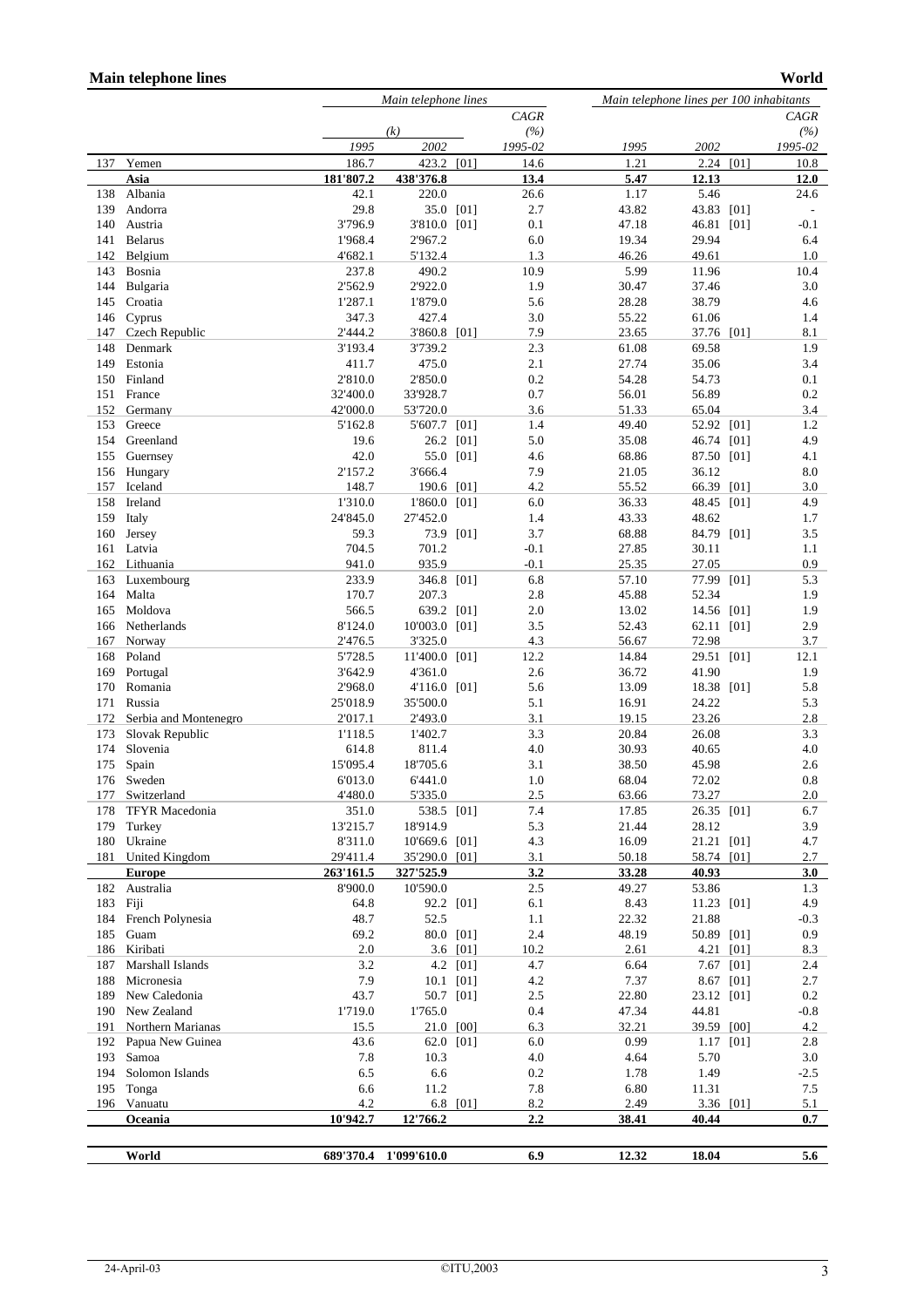## Main telephone lines

**World**

| | | Main telephone lines | | | | Main telephone lines per 100 inhabitants | | | |
|---|---|---|---|---|---|---|---|---|---|
| | | | (k) | | CAGR (%) | | | | CAGR (%) |
| | | 1995 | 2002 | | 1995-02 | 1995 | 2002 | | 1995-02 |
| 137 | Yemen | 186.7 | 423.2 | [01] | 14.6 | 1.21 | 2.24 | [01] | 10.8 |
| | **Asia** | **181'807.2** | **438'376.8** | | **13.4** | **5.47** | **12.13** | | **12.0** |
| 138 | Albania | 42.1 | 220.0 | | 26.6 | 1.17 | 5.46 | | 24.6 |
| 139 | Andorra | 29.8 | 35.0 | [01] | 2.7 | 43.82 | 43.83 | [01] | - |
| 140 | Austria | 3'796.9 | 3'810.0 | [01] | 0.1 | 47.18 | 46.81 | [01] | -0.1 |
| 141 | Belarus | 1'968.4 | 2'967.2 | | 6.0 | 19.34 | 29.94 | | 6.4 |
| 142 | Belgium | 4'682.1 | 5'132.4 | | 1.3 | 46.26 | 49.61 | | 1.0 |
| 143 | Bosnia | 237.8 | 490.2 | | 10.9 | 5.99 | 11.96 | | 10.4 |
| 144 | Bulgaria | 2'562.9 | 2'922.0 | | 1.9 | 30.47 | 37.46 | | 3.0 |
| 145 | Croatia | 1'287.1 | 1'879.0 | | 5.6 | 28.28 | 38.79 | | 4.6 |
| 146 | Cyprus | 347.3 | 427.4 | | 3.0 | 55.22 | 61.06 | | 1.4 |
| 147 | Czech Republic | 2'444.2 | 3'860.8 | [01] | 7.9 | 23.65 | 37.76 | [01] | 8.1 |
| 148 | Denmark | 3'193.4 | 3'739.2 | | 2.3 | 61.08 | 69.58 | | 1.9 |
| 149 | Estonia | 411.7 | 475.0 | | 2.1 | 27.74 | 35.06 | | 3.4 |
| 150 | Finland | 2'810.0 | 2'850.0 | | 0.2 | 54.28 | 54.73 | | 0.1 |
| 151 | France | 32'400.0 | 33'928.7 | | 0.7 | 56.01 | 56.89 | | 0.2 |
| 152 | Germany | 42'000.0 | 53'720.0 | | 3.6 | 51.33 | 65.04 | | 3.4 |
| 153 | Greece | 5'162.8 | 5'607.7 | [01] | 1.4 | 49.40 | 52.92 | [01] | 1.2 |
| 154 | Greenland | 19.6 | 26.2 | [01] | 5.0 | 35.08 | 46.74 | [01] | 4.9 |
| 155 | Guernsey | 42.0 | 55.0 | [01] | 4.6 | 68.86 | 87.50 | [01] | 4.1 |
| 156 | Hungary | 2'157.2 | 3'666.4 | | 7.9 | 21.05 | 36.12 | | 8.0 |
| 157 | Iceland | 148.7 | 190.6 | [01] | 4.2 | 55.52 | 66.39 | [01] | 3.0 |
| 158 | Ireland | 1'310.0 | 1'860.0 | [01] | 6.0 | 36.33 | 48.45 | [01] | 4.9 |
| 159 | Italy | 24'845.0 | 27'452.0 | | 1.4 | 43.33 | 48.62 | | 1.7 |
| 160 | Jersey | 59.3 | 73.9 | [01] | 3.7 | 68.88 | 84.79 | [01] | 3.5 |
| 161 | Latvia | 704.5 | 701.2 | | -0.1 | 27.85 | 30.11 | | 1.1 |
| 162 | Lithuania | 941.0 | 935.9 | | -0.1 | 25.35 | 27.05 | | 0.9 |
| 163 | Luxembourg | 233.9 | 346.8 | [01] | 6.8 | 57.10 | 77.99 | [01] | 5.3 |
| 164 | Malta | 170.7 | 207.3 | | 2.8 | 45.88 | 52.34 | | 1.9 |
| 165 | Moldova | 566.5 | 639.2 | [01] | 2.0 | 13.02 | 14.56 | [01] | 1.9 |
| 166 | Netherlands | 8'124.0 | 10'003.0 | [01] | 3.5 | 52.43 | 62.11 | [01] | 2.9 |
| 167 | Norway | 2'476.5 | 3'325.0 | | 4.3 | 56.67 | 72.98 | | 3.7 |
| 168 | Poland | 5'728.5 | 11'400.0 | [01] | 12.2 | 14.84 | 29.51 | [01] | 12.1 |
| 169 | Portugal | 3'642.9 | 4'361.0 | | 2.6 | 36.72 | 41.90 | | 1.9 |
| 170 | Romania | 2'968.0 | 4'116.0 | [01] | 5.6 | 13.09 | 18.38 | [01] | 5.8 |
| 171 | Russia | 25'018.9 | 35'500.0 | | 5.1 | 16.91 | 24.22 | | 5.3 |
| 172 | Serbia and Montenegro | 2'017.1 | 2'493.0 | | 3.1 | 19.15 | 23.26 | | 2.8 |
| 173 | Slovak Republic | 1'118.5 | 1'402.7 | | 3.3 | 20.84 | 26.08 | | 3.3 |
| 174 | Slovenia | 614.8 | 811.4 | | 4.0 | 30.93 | 40.65 | | 4.0 |
| 175 | Spain | 15'095.4 | 18'705.6 | | 3.1 | 38.50 | 45.98 | | 2.6 |
| 176 | Sweden | 6'013.0 | 6'441.0 | | 1.0 | 68.04 | 72.02 | | 0.8 |
| 177 | Switzerland | 4'480.0 | 5'335.0 | | 2.5 | 63.66 | 73.27 | | 2.0 |
| 178 | TFYR Macedonia | 351.0 | 538.5 | [01] | 7.4 | 17.85 | 26.35 | [01] | 6.7 |
| 179 | Turkey | 13'215.7 | 18'914.9 | | 5.3 | 21.44 | 28.12 | | 3.9 |
| 180 | Ukraine | 8'311.0 | 10'669.6 | [01] | 4.3 | 16.09 | 21.21 | [01] | 4.7 |
| 181 | United Kingdom | 29'411.4 | 35'290.0 | [01] | 3.1 | 50.18 | 58.74 | [01] | 2.7 |
| | **Europe** | **263'161.5** | **327'525.9** | | **3.2** | **33.28** | **40.93** | | **3.0** |
| 182 | Australia | 8'900.0 | 10'590.0 | | 2.5 | 49.27 | 53.86 | | 1.3 |
| 183 | Fiji | 64.8 | 92.2 | [01] | 6.1 | 8.43 | 11.23 | [01] | 4.9 |
| 184 | French Polynesia | 48.7 | 52.5 | | 1.1 | 22.32 | 21.88 | | -0.3 |
| 185 | Guam | 69.2 | 80.0 | [01] | 2.4 | 48.19 | 50.89 | [01] | 0.9 |
| 186 | Kiribati | 2.0 | 3.6 | [01] | 10.2 | 2.61 | 4.21 | [01] | 8.3 |
| 187 | Marshall Islands | 3.2 | 4.2 | [01] | 4.7 | 6.64 | 7.67 | [01] | 2.4 |
| 188 | Micronesia | 7.9 | 10.1 | [01] | 4.2 | 7.37 | 8.67 | [01] | 2.7 |
| 189 | New Caledonia | 43.7 | 50.7 | [01] | 2.5 | 22.80 | 23.12 | [01] | 0.2 |
| 190 | New Zealand | 1'719.0 | 1'765.0 | | 0.4 | 47.34 | 44.81 | | -0.8 |
| 191 | Northern Marianas | 15.5 | 21.0 | [00] | 6.3 | 32.21 | 39.59 | [00] | 4.2 |
| 192 | Papua New Guinea | 43.6 | 62.0 | [01] | 6.0 | 0.99 | 1.17 | [01] | 2.8 |
| 193 | Samoa | 7.8 | 10.3 | | 4.0 | 4.64 | 5.70 | | 3.0 |
| 194 | Solomon Islands | 6.5 | 6.6 | | 0.2 | 1.78 | 1.49 | | -2.5 |
| 195 | Tonga | 6.6 | 11.2 | | 7.8 | 6.80 | 11.31 | | 7.5 |
| 196 | Vanuatu | 4.2 | 6.8 | [01] | 8.2 | 2.49 | 3.36 | [01] | 5.1 |
| | **Oceania** | **10'942.7** | **12'766.2** | | **2.2** | **38.41** | **40.44** | | **0.7** |
| | **World** | **689'370.4** | **1'099'610.0** | | **6.9** | **12.32** | **18.04** | | **5.6** |

24-April-03 ©ITU,2003